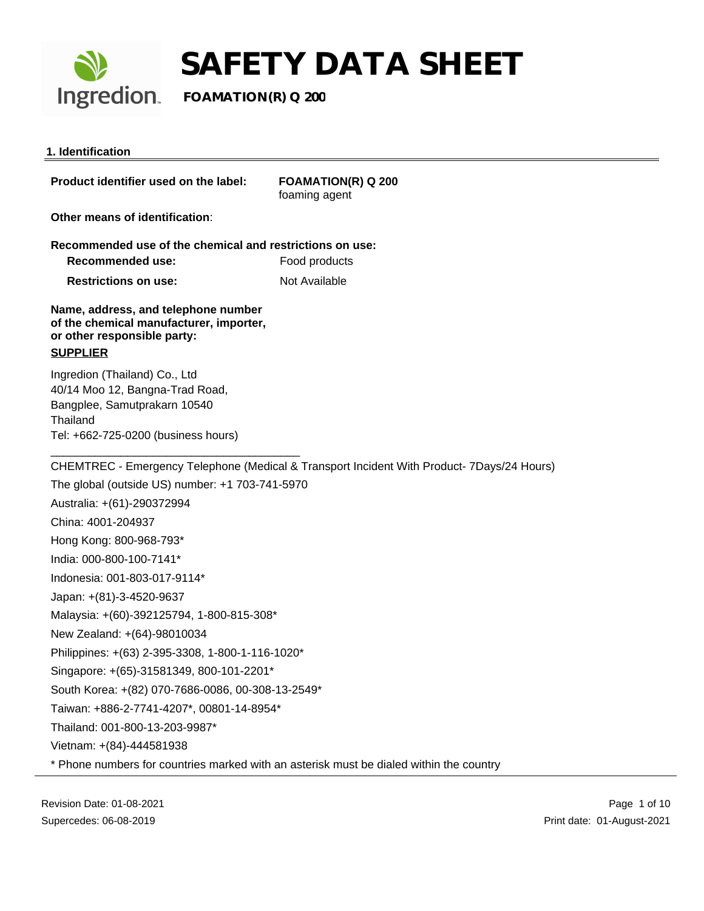# SAFETY DATA SHEET

**FOAMATION(R) Q 200**

## 1. Identification

**Product identifier used on the label:** **FOAMATION(R) Q 200**
foaming agent

**Other means of identification**:

**Recommended use of the chemical and restrictions on use:**

**Recommended use:** Food products

**Restrictions on use:** Not Available

**Name, address, and telephone number of the chemical manufacturer, importer, or other responsible party:**

**SUPPLIER**

Ingredion (Thailand) Co., Ltd
40/14 Moo 12, Bangna-Trad Road,
Bangplee, Samutprakarn 10540
Thailand
Tel: +662-725-0200 (business hours)

CHEMTREC - Emergency Telephone (Medical & Transport Incident With Product- 7Days/24 Hours)

The global (outside US) number: +1 703-741-5970

Australia: +(61)-290372994

China: 4001-204937

Hong Kong: 800-968-793*

India: 000-800-100-7141*

Indonesia: 001-803-017-9114*

Japan: +(81)-3-4520-9637

Malaysia: +(60)-392125794, 1-800-815-308*

New Zealand: +(64)-98010034

Philippines: +(63) 2-395-3308, 1-800-1-116-1020*

Singapore: +(65)-31581349, 800-101-2201*

South Korea: +(82) 070-7686-0086, 00-308-13-2549*

Taiwan: +886-2-7741-4207*, 00801-14-8954*

Thailand: 001-800-13-203-9987*

Vietnam: +(84)-444581938

* Phone numbers for countries marked with an asterisk must be dialed within the country

Revision Date: 01-08-2021
Supercedes: 06-08-2019

Print date: 01-August-2021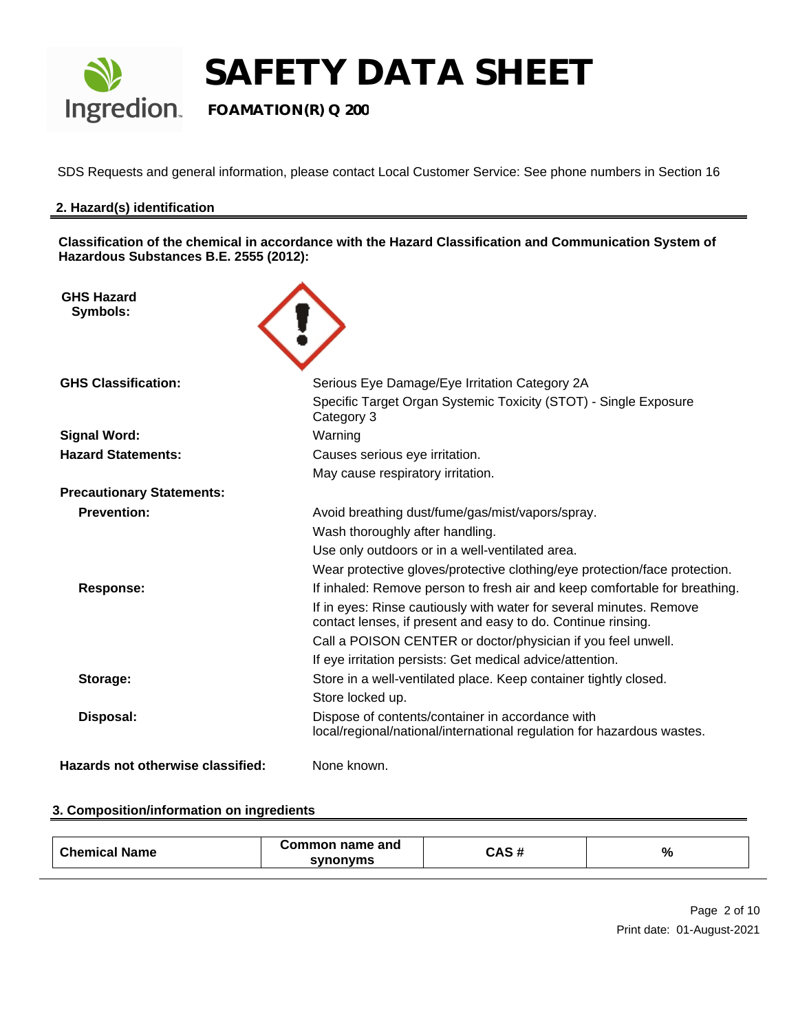# SAFETY DATA SHEET

**FOAMATION(R) Q 200**

SDS Requests and general information, please contact Local Customer Service: See phone numbers in Section 16

## 2. Hazard(s) identification

**Classification of the chemical in accordance with the Hazard Classification and Communication System of Hazardous Substances B.E. 2555 (2012):**

**GHS Hazard Symbols:**

**GHS Classification:** Serious Eye Damage/Eye Irritation Category 2A
Specific Target Organ Systemic Toxicity (STOT) - Single Exposure Category 3

**Signal Word:** Warning

**Hazard Statements:** Causes serious eye irritation.
May cause respiratory irritation.

**Precautionary Statements:**

**Prevention:**
Avoid breathing dust/fume/gas/mist/vapors/spray.
Wash thoroughly after handling.
Use only outdoors or in a well-ventilated area.
Wear protective gloves/protective clothing/eye protection/face protection.

**Response:**
If inhaled: Remove person to fresh air and keep comfortable for breathing.
If in eyes: Rinse cautiously with water for several minutes. Remove contact lenses, if present and easy to do. Continue rinsing.
Call a POISON CENTER or doctor/physician if you feel unwell.
If eye irritation persists: Get medical advice/attention.

**Storage:**
Store in a well-ventilated place. Keep container tightly closed.
Store locked up.

**Disposal:**
Dispose of contents/container in accordance with local/regional/national/international regulation for hazardous wastes.

**Hazards not otherwise classified:** None known.

## 3. Composition/information on ingredients

| Chemical Name | Common name and synonyms | CAS # | % |
|---|---|---|---|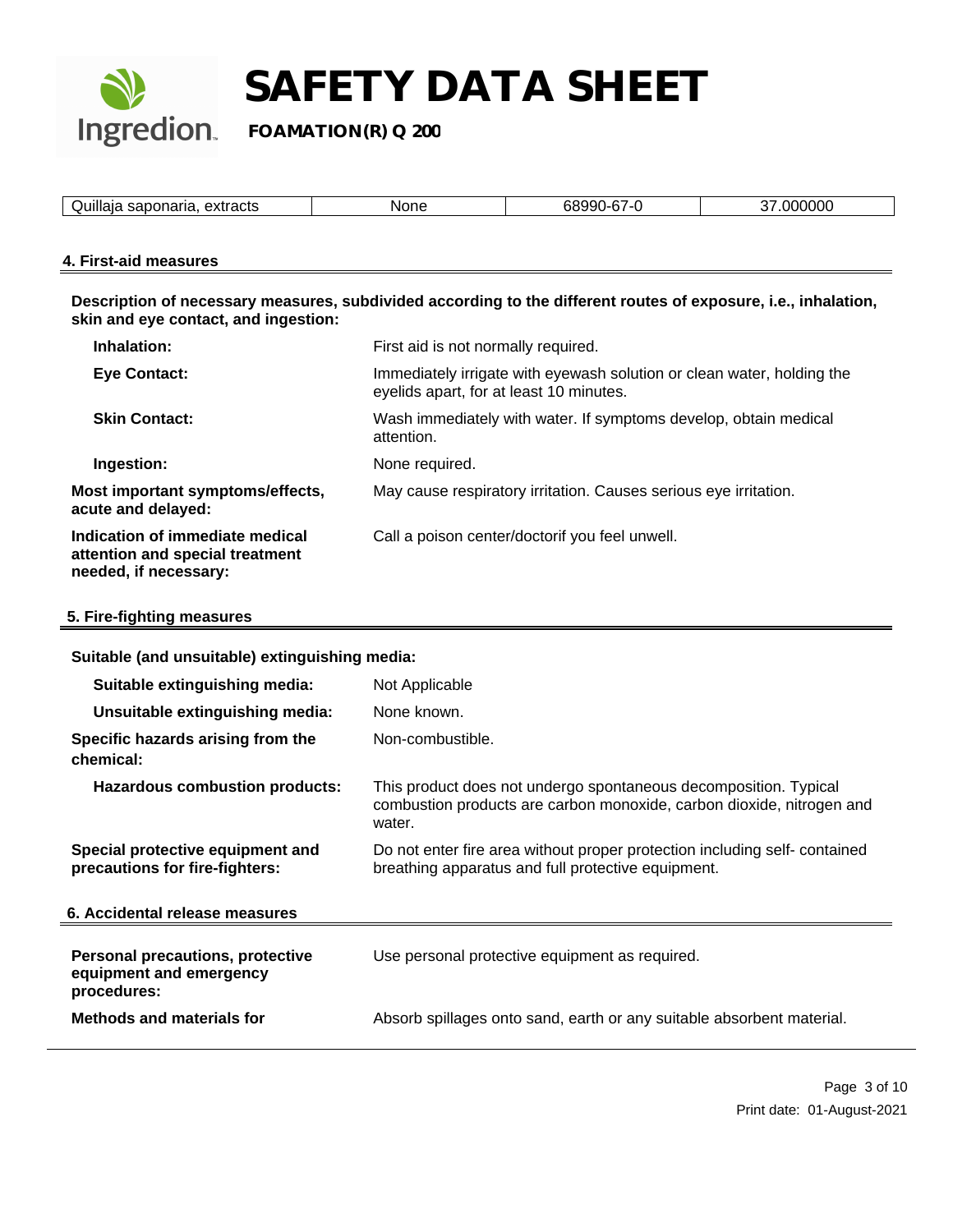| Quillaja saponaria, extracts | None | 68990-67-0 | 37.000000 |
|---|---|---|---|

## 4. First-aid measures

**Description of necessary measures, subdivided according to the different routes of exposure, i.e., inhalation, skin and eye contact, and ingestion:**

**Inhalation:** First aid is not normally required.

**Eye Contact:** Immediately irrigate with eyewash solution or clean water, holding the eyelids apart, for at least 10 minutes.

**Skin Contact:** Wash immediately with water. If symptoms develop, obtain medical attention.

**Ingestion:** None required.

**Most important symptoms/effects, acute and delayed:** May cause respiratory irritation. Causes serious eye irritation.

**Indication of immediate medical attention and special treatment needed, if necessary:** Call a poison center/doctorif you feel unwell.

## 5. Fire-fighting measures

**Suitable (and unsuitable) extinguishing media:**

**Suitable extinguishing media:** Not Applicable

**Unsuitable extinguishing media:** None known.

**Specific hazards arising from the chemical:** Non-combustible.

**Hazardous combustion products:** This product does not undergo spontaneous decomposition. Typical combustion products are carbon monoxide, carbon dioxide, nitrogen and water.

**Special protective equipment and precautions for fire-fighters:** Do not enter fire area without proper protection including self- contained breathing apparatus and full protective equipment.

## 6. Accidental release measures

**Personal precautions, protective equipment and emergency procedures:** Use personal protective equipment as required.

**Methods and materials for** Absorb spillages onto sand, earth or any suitable absorbent material.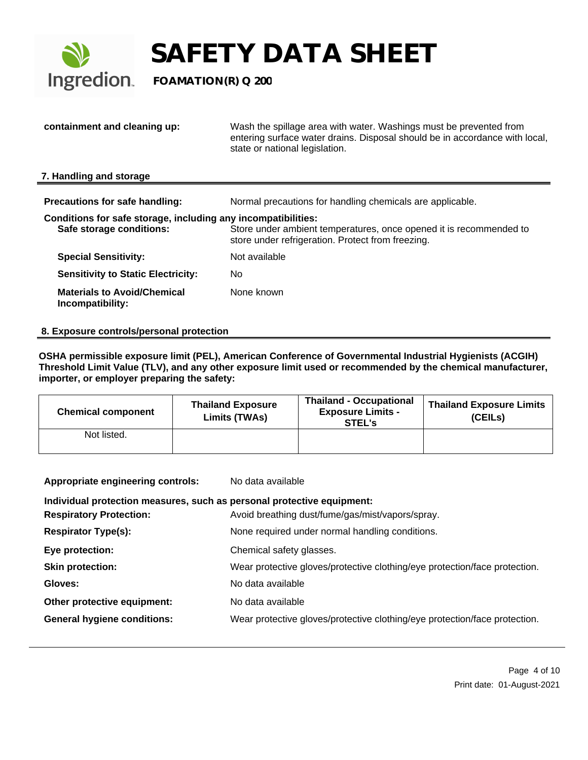**containment and cleaning up:** Wash the spillage area with water. Washings must be prevented from entering surface water drains. Disposal should be in accordance with local, state or national legislation.

## 7. Handling and storage

**Precautions for safe handling:** Normal precautions for handling chemicals are applicable.

**Conditions for safe storage, including any incompatibilities:**

**Safe storage conditions:** Store under ambient temperatures, once opened it is recommended to store under refrigeration. Protect from freezing.

**Special Sensitivity:** Not available

**Sensitivity to Static Electricity:** No

**Materials to Avoid/Chemical Incompatibility:** None known

## 8. Exposure controls/personal protection

**OSHA permissible exposure limit (PEL), American Conference of Governmental Industrial Hygienists (ACGIH) Threshold Limit Value (TLV), and any other exposure limit used or recommended by the chemical manufacturer, importer, or employer preparing the safety:**

| Chemical component | Thailand Exposure Limits (TWAs) | Thailand - Occupational Exposure Limits - STEL's | Thailand Exposure Limits (CEILs) |
|---|---|---|---|
| Not listed. | | | |

**Appropriate engineering controls:** No data available

**Individual protection measures, such as personal protective equipment:**

**Respiratory Protection:** Avoid breathing dust/fume/gas/mist/vapors/spray.

**Respirator Type(s):** None required under normal handling conditions.

**Eye protection:** Chemical safety glasses.

**Skin protection:** Wear protective gloves/protective clothing/eye protection/face protection.

**Gloves:** No data available

**Other protective equipment:** No data available

**General hygiene conditions:** Wear protective gloves/protective clothing/eye protection/face protection.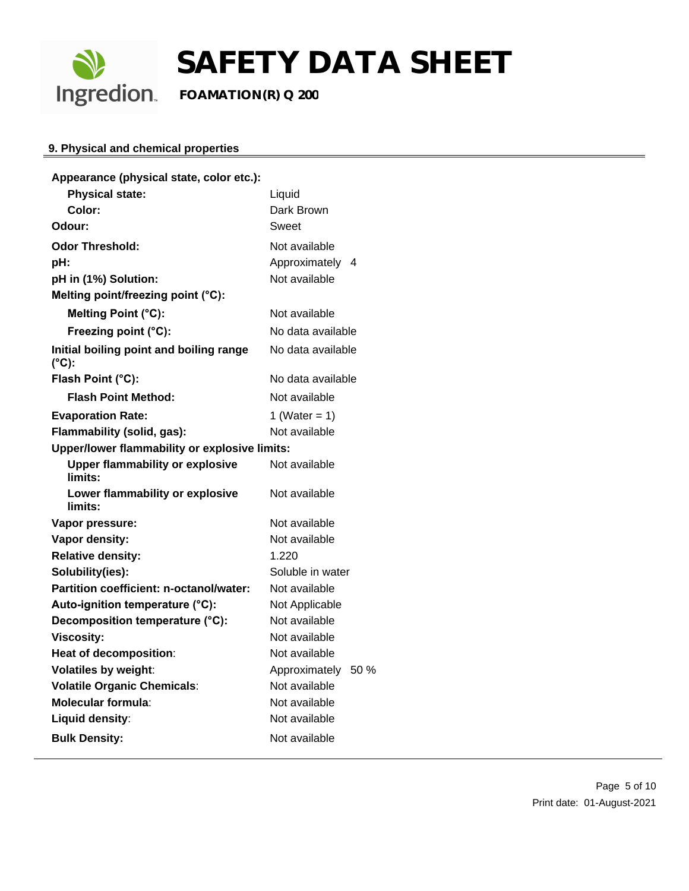## 9. Physical and chemical properties

| Property | Value |
| --- | --- |
| **Appearance (physical state, color etc.):** | |
| **Physical state:** | Liquid |
| **Color:** | Dark Brown |
| **Odour:** | Sweet |
| **Odor Threshold:** | Not available |
| **pH:** | Approximately 4 |
| **pH in (1%) Solution:** | Not available |
| **Melting point/freezing point (°C):** | |
| **Melting Point (°C):** | Not available |
| **Freezing point (°C):** | No data available |
| **Initial boiling point and boiling range (°C):** | No data available |
| **Flash Point (°C):** | No data available |
| **Flash Point Method:** | Not available |
| **Evaporation Rate:** | 1 (Water = 1) |
| **Flammability (solid, gas):** | Not available |
| **Upper/lower flammability or explosive limits:** | |
| **Upper flammability or explosive limits:** | Not available |
| **Lower flammability or explosive limits:** | Not available |
| **Vapor pressure:** | Not available |
| **Vapor density:** | Not available |
| **Relative density:** | 1.220 |
| **Solubility(ies):** | Soluble in water |
| **Partition coefficient: n-octanol/water:** | Not available |
| **Auto-ignition temperature (°C):** | Not Applicable |
| **Decomposition temperature (°C):** | Not available |
| **Viscosity:** | Not available |
| **Heat of decomposition:** | Not available |
| **Volatiles by weight:** | Approximately 50 % |
| **Volatile Organic Chemicals:** | Not available |
| **Molecular formula:** | Not available |
| **Liquid density:** | Not available |
| **Bulk Density:** | Not available |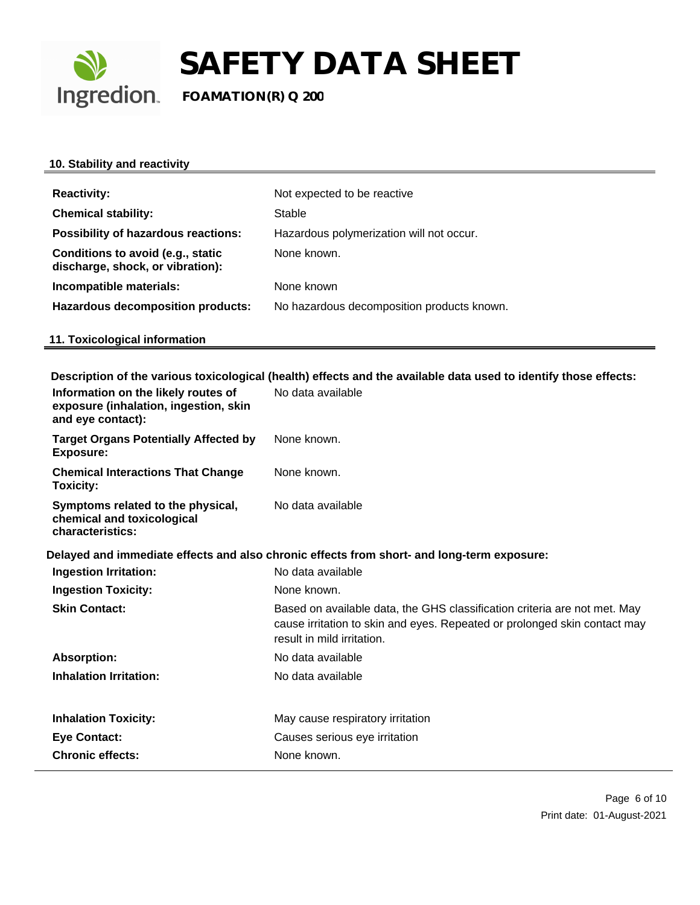## 10. Stability and reactivity

| | |
|---|---|
| **Reactivity:** | Not expected to be reactive |
| **Chemical stability:** | Stable |
| **Possibility of hazardous reactions:** | Hazardous polymerization will not occur. |
| **Conditions to avoid (e.g., static discharge, shock, or vibration):** | None known. |
| **Incompatible materials:** | None known |
| **Hazardous decomposition products:** | No hazardous decomposition products known. |

## 11. Toxicological information

**Description of the various toxicological (health) effects and the available data used to identify those effects:**

| | |
|---|---|
| **Information on the likely routes of exposure (inhalation, ingestion, skin and eye contact):** | No data available |
| **Target Organs Potentially Affected by Exposure:** | None known. |
| **Chemical Interactions That Change Toxicity:** | None known. |
| **Symptoms related to the physical, chemical and toxicological characteristics:** | No data available |

**Delayed and immediate effects and also chronic effects from short- and long-term exposure:**

| | |
|---|---|
| **Ingestion Irritation:** | No data available |
| **Ingestion Toxicity:** | None known. |
| **Skin Contact:** | Based on available data, the GHS classification criteria are not met. May cause irritation to skin and eyes. Repeated or prolonged skin contact may result in mild irritation. |
| **Absorption:** | No data available |
| **Inhalation Irritation:** | No data available |
| **Inhalation Toxicity:** | May cause respiratory irritation |
| **Eye Contact:** | Causes serious eye irritation |
| **Chronic effects:** | None known. |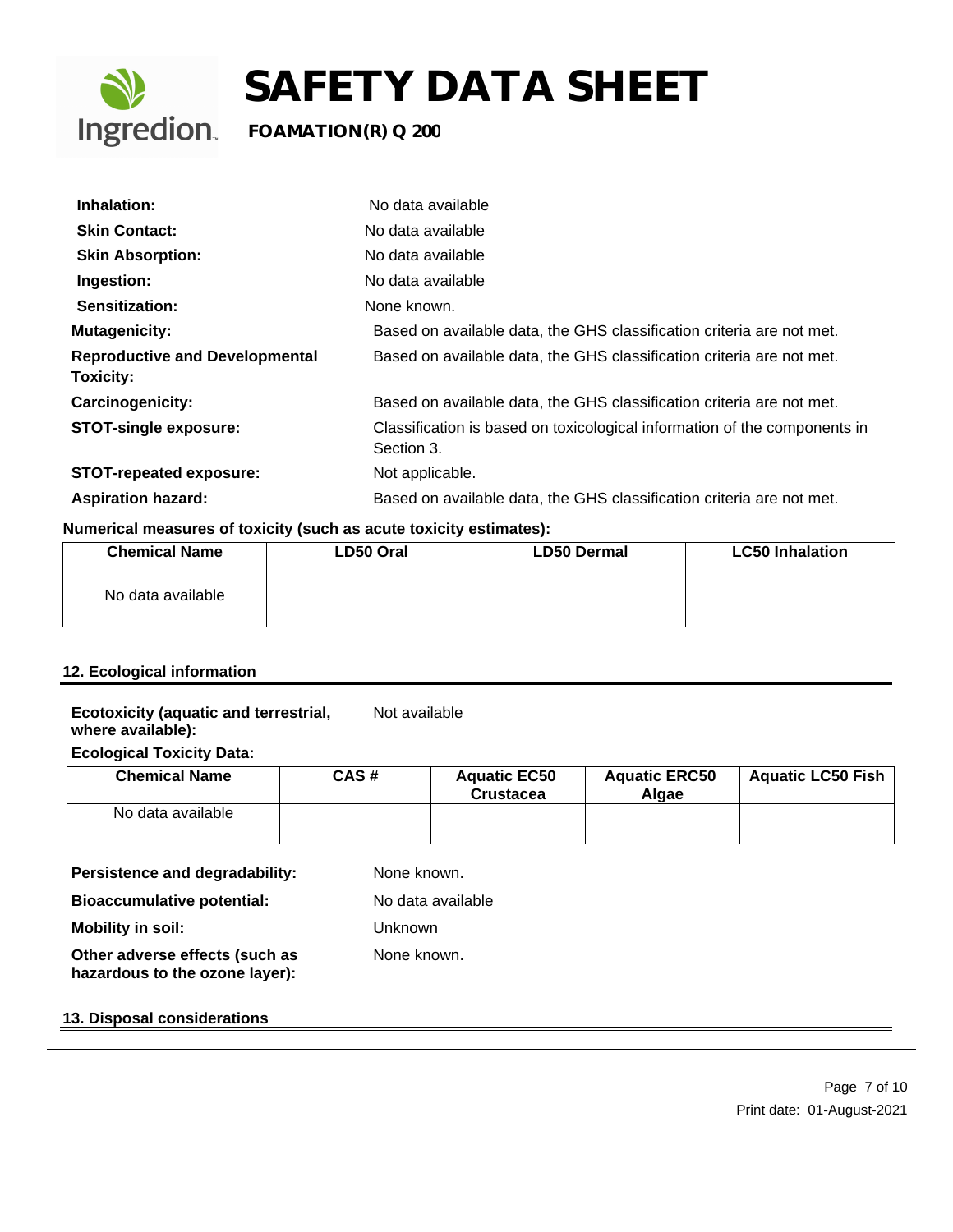| | |
|---|---|
| **Inhalation:** | No data available |
| **Skin Contact:** | No data available |
| **Skin Absorption:** | No data available |
| **Ingestion:** | No data available |
| **Sensitization:** | None known. |
| **Mutagenicity:** | Based on available data, the GHS classification criteria are not met. |
| **Reproductive and Developmental Toxicity:** | Based on available data, the GHS classification criteria are not met. |
| **Carcinogenicity:** | Based on available data, the GHS classification criteria are not met. |
| **STOT-single exposure:** | Classification is based on toxicological information of the components in Section 3. |
| **STOT-repeated exposure:** | Not applicable. |
| **Aspiration hazard:** | Based on available data, the GHS classification criteria are not met. |

**Numerical measures of toxicity (such as acute toxicity estimates):**

| Chemical Name | LD50 Oral | LD50 Dermal | LC50 Inhalation |
|---|---|---|---|
| No data available | | | |

## 12. Ecological information

**Ecotoxicity (aquatic and terrestrial, where available):** Not available

**Ecological Toxicity Data:**

| Chemical Name | CAS # | Aquatic EC50 Crustacea | Aquatic ERC50 Algae | Aquatic LC50 Fish |
|---|---|---|---|---|
| No data available | | | | |

| | |
|---|---|
| **Persistence and degradability:** | None known. |
| **Bioaccumulative potential:** | No data available |
| **Mobility in soil:** | Unknown |
| **Other adverse effects (such as hazardous to the ozone layer):** | None known. |

## 13. Disposal considerations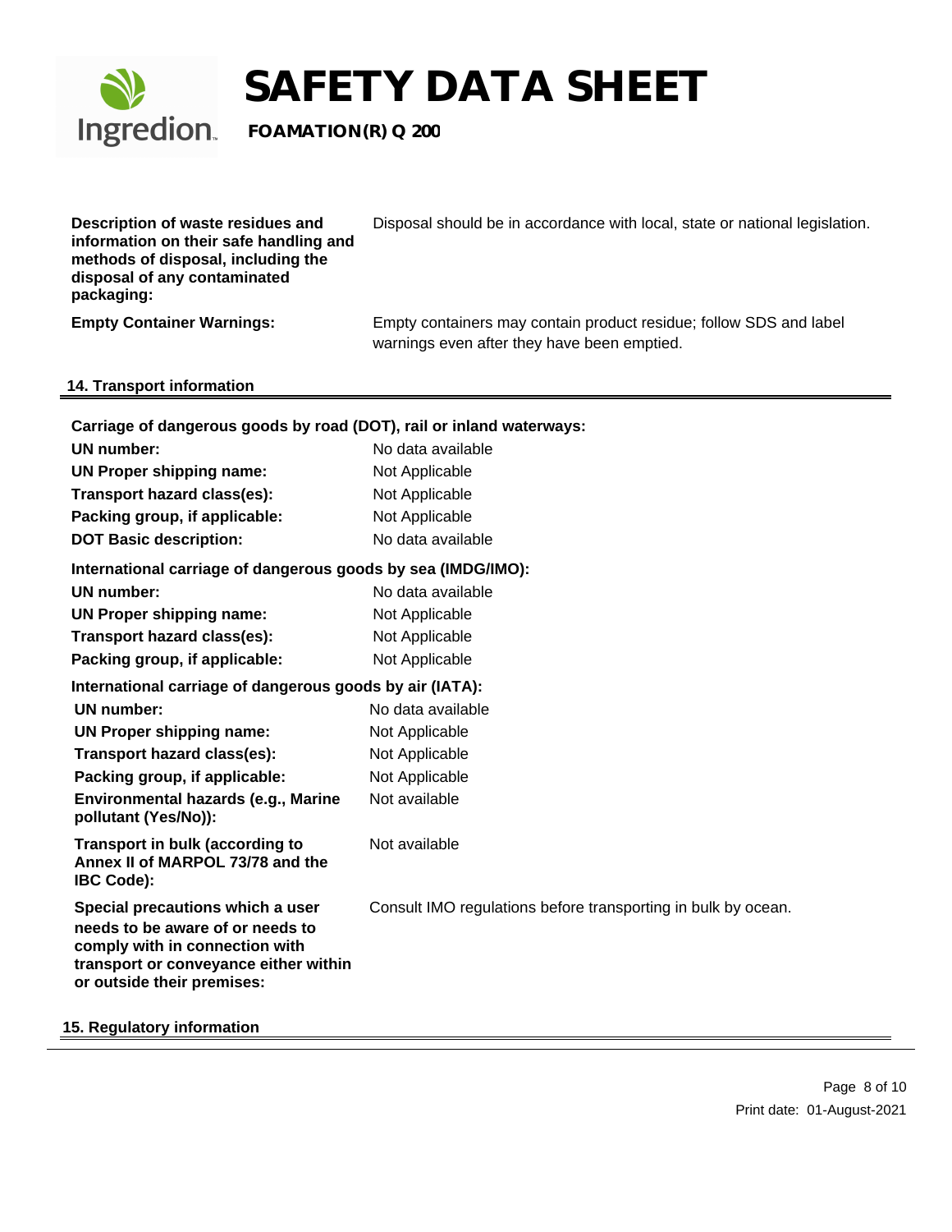| | |
|---|---|
| **Description of waste residues and information on their safe handling and methods of disposal, including the disposal of any contaminated packaging:** | Disposal should be in accordance with local, state or national legislation. |
| **Empty Container Warnings:** | Empty containers may contain product residue; follow SDS and label warnings even after they have been emptied. |

## 14. Transport information

**Carriage of dangerous goods by road (DOT), rail or inland waterways:**

| | |
|---|---|
| **UN number:** | No data available |
| **UN Proper shipping name:** | Not Applicable |
| **Transport hazard class(es):** | Not Applicable |
| **Packing group, if applicable:** | Not Applicable |
| **DOT Basic description:** | No data available |

**International carriage of dangerous goods by sea (IMDG/IMO):**

| | |
|---|---|
| **UN number:** | No data available |
| **UN Proper shipping name:** | Not Applicable |
| **Transport hazard class(es):** | Not Applicable |
| **Packing group, if applicable:** | Not Applicable |

**International carriage of dangerous goods by air (IATA):**

| | |
|---|---|
| **UN number:** | No data available |
| **UN Proper shipping name:** | Not Applicable |
| **Transport hazard class(es):** | Not Applicable |
| **Packing group, if applicable:** | Not Applicable |
| **Environmental hazards (e.g., Marine pollutant (Yes/No)):** | Not available |
| **Transport in bulk (according to Annex II of MARPOL 73/78 and the IBC Code):** | Not available |
| **Special precautions which a user needs to be aware of or needs to comply with in connection with transport or conveyance either within or outside their premises:** | Consult IMO regulations before transporting in bulk by ocean. |

## 15. Regulatory information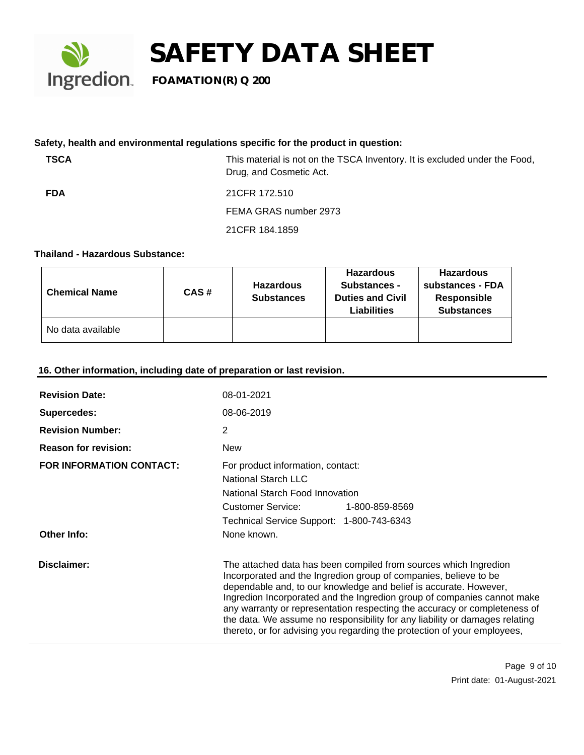**Safety, health and environmental regulations specific for the product in question:**

| | |
|---|---|
| **TSCA** | This material is not on the TSCA Inventory. It is excluded under the Food, Drug, and Cosmetic Act. |
| **FDA** | 21CFR 172.510 |
| | FEMA GRAS number 2973 |
| | 21CFR 184.1859 |

**Thailand - Hazardous Substance:**

| Chemical Name | CAS # | Hazardous Substances | Hazardous Substances - Duties and Civil Liabilities | Hazardous substances - FDA Responsible Substances |
|---|---|---|---|---|
| No data available | | | | |

## 16. Other information, including date of preparation or last revision.

| | |
|---|---|
| **Revision Date:** | 08-01-2021 |
| **Supercedes:** | 08-06-2019 |
| **Revision Number:** | 2 |
| **Reason for revision:** | New |
| **FOR INFORMATION CONTACT:** | For product information, contact:<br>National Starch LLC<br>National Starch Food Innovation<br>Customer Service: 1-800-859-8569<br>Technical Service Support: 1-800-743-6343 |
| **Other Info:** | None known. |
| **Disclaimer:** | The attached data has been compiled from sources which Ingredion Incorporated and the Ingredion group of companies, believe to be dependable and, to our knowledge and belief is accurate. However, Ingredion Incorporated and the Ingredion group of companies cannot make any warranty or representation respecting the accuracy or completeness of the data. We assume no responsibility for any liability or damages relating thereto, or for advising you regarding the protection of your employees, |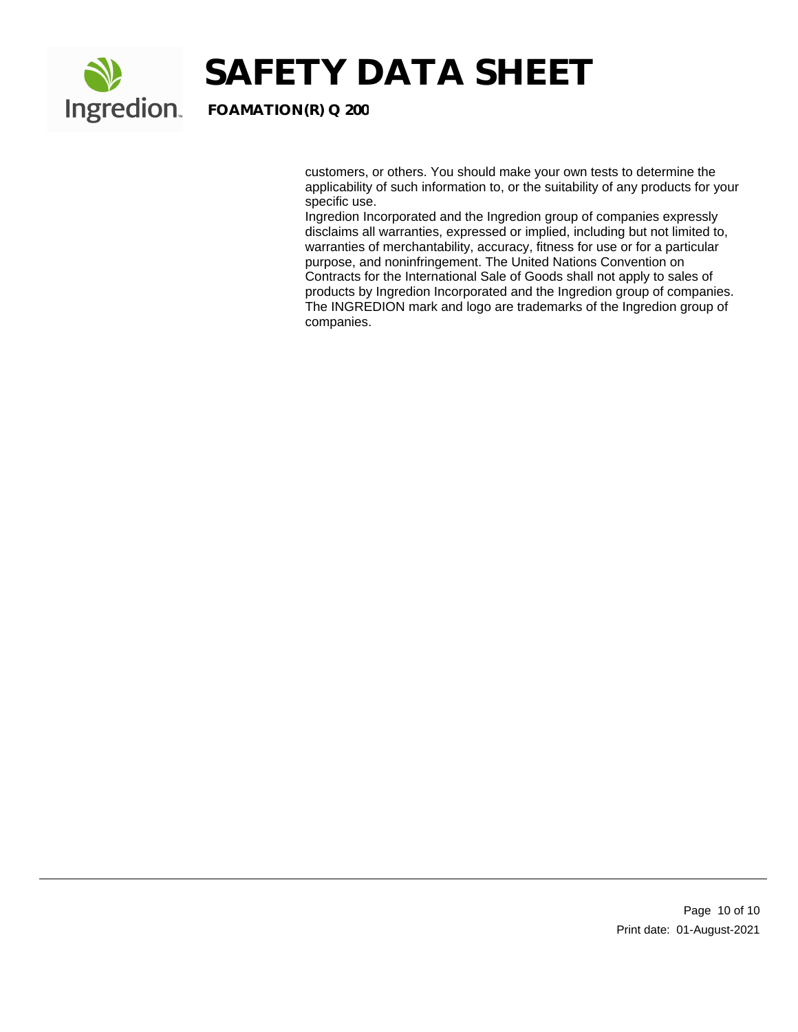customers, or others. You should make your own tests to determine the applicability of such information to, or the suitability of any products for your specific use.

Ingredion Incorporated and the Ingredion group of companies expressly disclaims all warranties, expressed or implied, including but not limited to, warranties of merchantability, accuracy, fitness for use or for a particular purpose, and noninfringement. The United Nations Convention on Contracts for the International Sale of Goods shall not apply to sales of products by Ingredion Incorporated and the Ingredion group of companies. The INGREDION mark and logo are trademarks of the Ingredion group of companies.